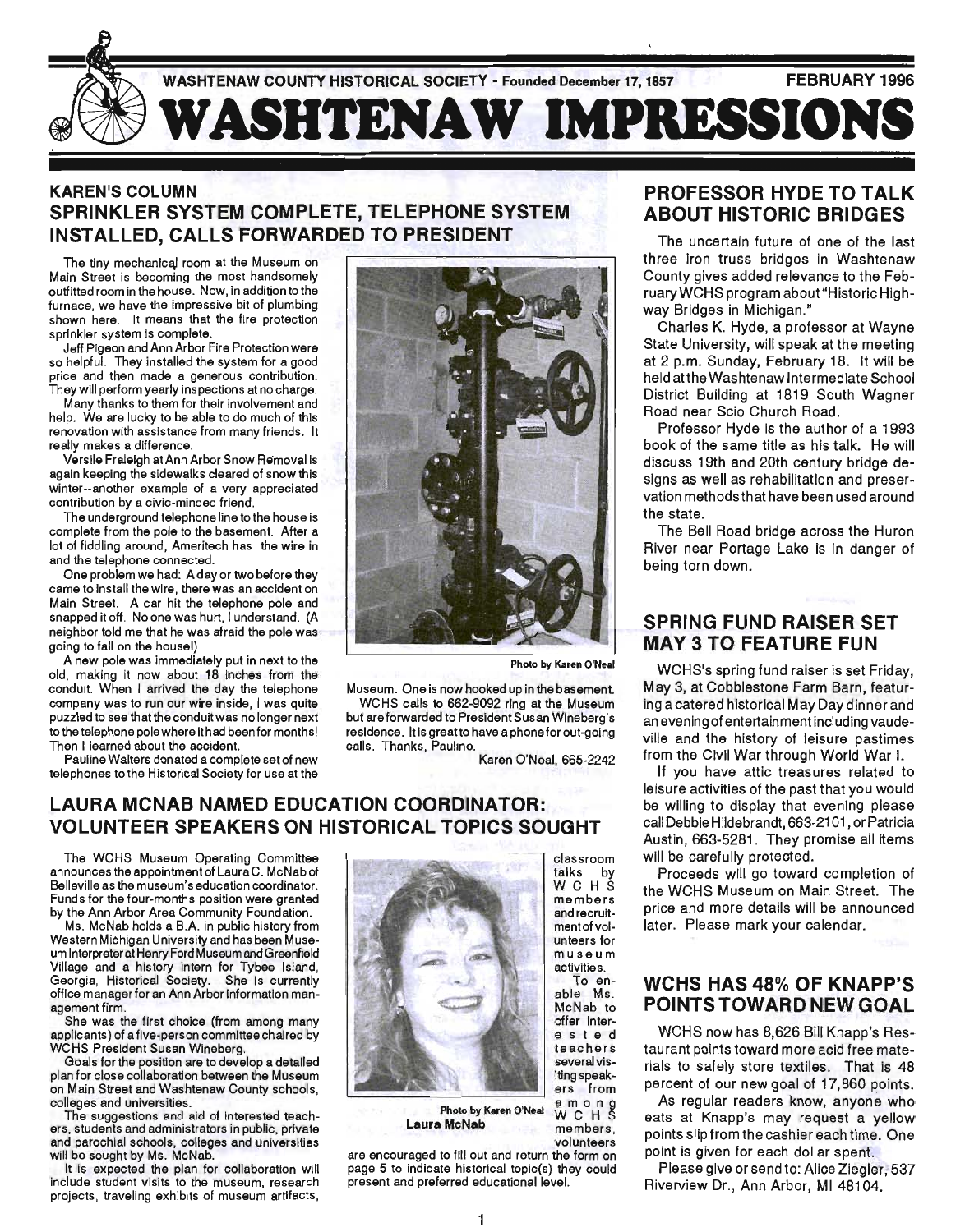WASHTENAW COUNTY HISTORICAL SOCIETY - Founded December 17, 1857

FEBRUARY 1996

# WASHTENAW IMPRESSIONS

## KAREN'S COLUMN
## SPRINKLER SYSTEM COMPLETE, TELEPHONE SYSTEM INSTALLED, CALLS FORWARDED TO PRESIDENT

The tiny mechanical room at the Museum on Main Street is becoming the most handsomely outfitted room in the house. Now, in addition to the furnace, we have the impressive bit of plumbing shown here. It means that the fire protection sprinkler system is complete.

Jeff Pigeon and Ann Arbor Fire Protection were so helpful. They installed the system for a good price and then made a generous contribution. They will perform yearly inspections at no charge.

Many thanks to them for their involvement and help. We are lucky to be able to do much of this renovation with assistance from many friends. It really makes a difference.

Versile Fraleigh at Ann Arbor Snow Removal is again keeping the sidewalks cleared of snow this winter--another example of a very appreciated contribution by a civic-minded friend.

The underground telephone line to the house is complete from the pole to the basement. After a lot of fiddling around, Ameritech has the wire in and the telephone connected.

One problem we had: A day or two before they came to install the wire, there was an accident on Main Street. A car hit the telephone pole and snapped it off. No one was hurt, I understand. (A neighbor told me that he was afraid the pole was going to fall on the house!)

A new pole was immediately put in next to the old, making it now about 18 inches from the conduit. When I arrived the day the telephone company was to run our wire inside, I was quite puzzled to see that the conduit was no longer next to the telephone pole where it had been for months! Then I learned about the accident.

Pauline Walters donated a complete set of new telephones to the Historical Society for use at the Museum. One is now hooked up in the basement.

WCHS calls to 662-9092 ring at the Museum but are forwarded to President Susan Wineberg's residence. It is great to have a phone for out-going calls. Thanks, Pauline.

Karen O'Neal, 665-2242

Photo by Karen O'Neal

## LAURA MCNAB NAMED EDUCATION COORDINATOR: VOLUNTEER SPEAKERS ON HISTORICAL TOPICS SOUGHT

The WCHS Museum Operating Committee announces the appointment of Laura C. McNab of Belleville as the museum's education coordinator. Funds for the four-months position were granted by the Ann Arbor Area Community Foundation.

Ms. McNab holds a B.A. in public history from Western Michigan University and has been Museum Interpreter at Henry Ford Museum and Greenfield Village and a history intern for Tybee Island, Georgia, Historical Society. She is currently office manager for an Ann Arbor information management firm.

She was the first choice (from among many applicants) of a five-person committee chaired by WCHS President Susan Wineberg.

Goals for the position are to develop a detailed plan for close collaboration between the Museum on Main Street and Washtenaw County schools, colleges and universities.

The suggestions and aid of interested teachers, students and administrators in public, private and parochial schools, colleges and universities will be sought by Ms. McNab.

It is expected the plan for collaboration will include student visits to the museum, research projects, traveling exhibits of museum artifacts, classroom talks by WCHS members and recruitment of volunteers for museum activities.

To enable Ms. McNab to offer interested teachers several visiting speakers from among WCHS members, volunteers are encouraged to fill out and return the form on page 5 to indicate historical topic(s) they could present and preferred educational level.

Photo by Karen O'Neal
**Laura McNab**

## PROFESSOR HYDE TO TALK ABOUT HISTORIC BRIDGES

The uncertain future of one of the last three iron truss bridges in Washtenaw County gives added relevance to the February WCHS program about "Historic Highway Bridges in Michigan."

Charles K. Hyde, a professor at Wayne State University, will speak at the meeting at 2 p.m. Sunday, February 18. It will be held at the Washtenaw Intermediate School District Building at 1819 South Wagner Road near Scio Church Road.

Professor Hyde is the author of a 1993 book of the same title as his talk. He will discuss 19th and 20th century bridge designs as well as rehabilitation and preservation methods that have been used around the state.

The Bell Road bridge across the Huron River near Portage Lake is in danger of being torn down.

## SPRING FUND RAISER SET MAY 3 TO FEATURE FUN

WCHS's spring fund raiser is set Friday, May 3, at Cobblestone Farm Barn, featuring a catered historical May Day dinner and an evening of entertainment including vaudeville and the history of leisure pastimes from the Civil War through World War I.

If you have attic treasures related to leisure activities of the past that you would be willing to display that evening please call Debbie Hildebrandt, 663-2101, or Patricia Austin, 663-5281. They promise all items will be carefully protected.

Proceeds will go toward completion of the WCHS Museum on Main Street. The price and more details will be announced later. Please mark your calendar.

## WCHS HAS 48% OF KNAPP'S POINTS TOWARD NEW GOAL

WCHS now has 8,626 Bill Knapp's Restaurant points toward more acid free materials to safely store textiles. That is 48 percent of our new goal of 17,860 points.

As regular readers know, anyone who eats at Knapp's may request a yellow points slip from the cashier each time. One point is given for each dollar spent.

Please give or send to: Alice Ziegler, 537 Riverview Dr., Ann Arbor, MI 48104.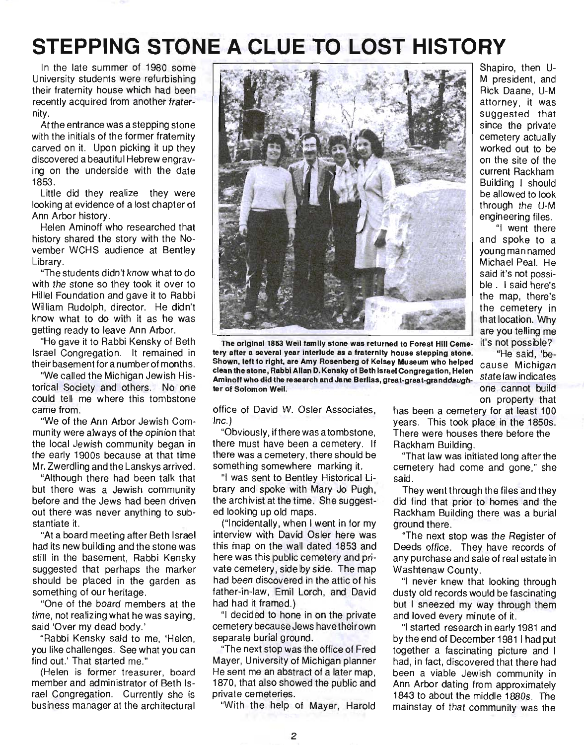# STEPPING STONE A CLUE TO LOST HISTORY

In the late summer of 1980 some University students were refurbishing their fraternity house which had been recently acquired from another fraternity.

At the entrance was a stepping stone with the initials of the former fraternity carved on it. Upon picking it up they discovered a beautiful Hebrew engraving on the underside with the date 1853.

Little did they realize they were looking at evidence of a lost chapter of Ann Arbor history.

Helen Aminoff who researched that history shared the story with the November WCHS audience at Bentley Library.

"The students didn't know what to do with the stone so they took it over to Hillel Foundation and gave it to Rabbi William Rudolph, director. He didn't know what to do with it as he was getting ready to leave Ann Arbor.

"He gave it to Rabbi Kensky of Beth Israel Congregation. It remained in their basement for a number of months.

"We called the Michigan Jewish Historical Society and others. No one could tell me where this tombstone came from.

"We of the Ann Arbor Jewish Community were always of the opinion that the local Jewish community began in the early 1900s because at that time Mr. Zwerdling and the Lanskys arrived.

"Although there had been talk that but there was a Jewish community before and the Jews had been driven out there was never anything to substantiate it.

"At a board meeting after Beth Israel had its new building and the stone was still in the basement, Rabbi Kensky suggested that perhaps the marker should be placed in the garden as something of our heritage.

"One of the board members at the time, not realizing what he was saying, said 'Over my dead body.'

"Rabbi Kensky said to me, 'Helen, you like challenges. See what you can find out.' That started me."

(Helen is former treasurer, board member and administrator of Beth Israel Congregation. Currently she is business manager at the architectural office of David W. Osler Associates, Inc.)

**The original 1853 Weil family stone was returned to Forest Hill Cemetery after a several year interlude as a fraternity house stepping stone. Shown, left to right, are Amy Rosenberg of Kelsey Museum who helped clean the stone, Rabbi Allan D. Kensky of Beth Israel Congregation, Helen Aminoff who did the research and Jane Berliss, great-great-granddaughter of Solomon Weil.**

"Obviously, if there was a tombstone, there must have been a cemetery. If there was a cemetery, there should be something somewhere marking it.

"I was sent to Bentley Historical Library and spoke with Mary Jo Pugh, the archivist at the time. She suggested looking up old maps.

("Incidentally, when I went in for my interview with David Osler here was this map on the wall dated 1853 and here was this public cemetery and private cemetery, side by side. The map had been discovered in the attic of his father-in-law, Emil Lorch, and David had had it framed.)

"I decided to hone in on the private cemetery because Jews have their own separate burial ground.

"The next stop was the office of Fred Mayer, University of Michigan planner He sent me an abstract of a later map, 1870, that also showed the public and private cemeteries.

"With the help of Mayer, Harold Shapiro, then U-M president, and Rick Daane, U-M attorney, it was suggested that since the private cemetery actually worked out to be on the site of the current Rackham Building I should be allowed to look through the U-M engineering files.

"I went there and spoke to a young man named Michael Peal. He said it's not possible . I said here's the map, there's the cemetery in that location. Why are you telling me it's not possible?

"He said, 'because Michigan state law indicates one cannot build on property that has been a cemetery for at least 100 years. This took place in the 1850s. There were houses there before the Rackham Building.

"That law was initiated long after the cemetery had come and gone," she said.

They went through the files and they did find that prior to homes and the Rackham Building there was a burial ground there.

"The next stop was the Register of Deeds office. They have records of any purchase and sale of real estate in Washtenaw County.

"I never knew that looking through dusty old records would be fascinating but I sneezed my way through them and loved every minute of it.

"I started research in early 1981 and by the end of December 1981 I had put together a fascinating picture and I had, in fact, discovered that there had been a viable Jewish community in Ann Arbor dating from approximately 1843 to about the middle 1880s. The mainstay of that community was the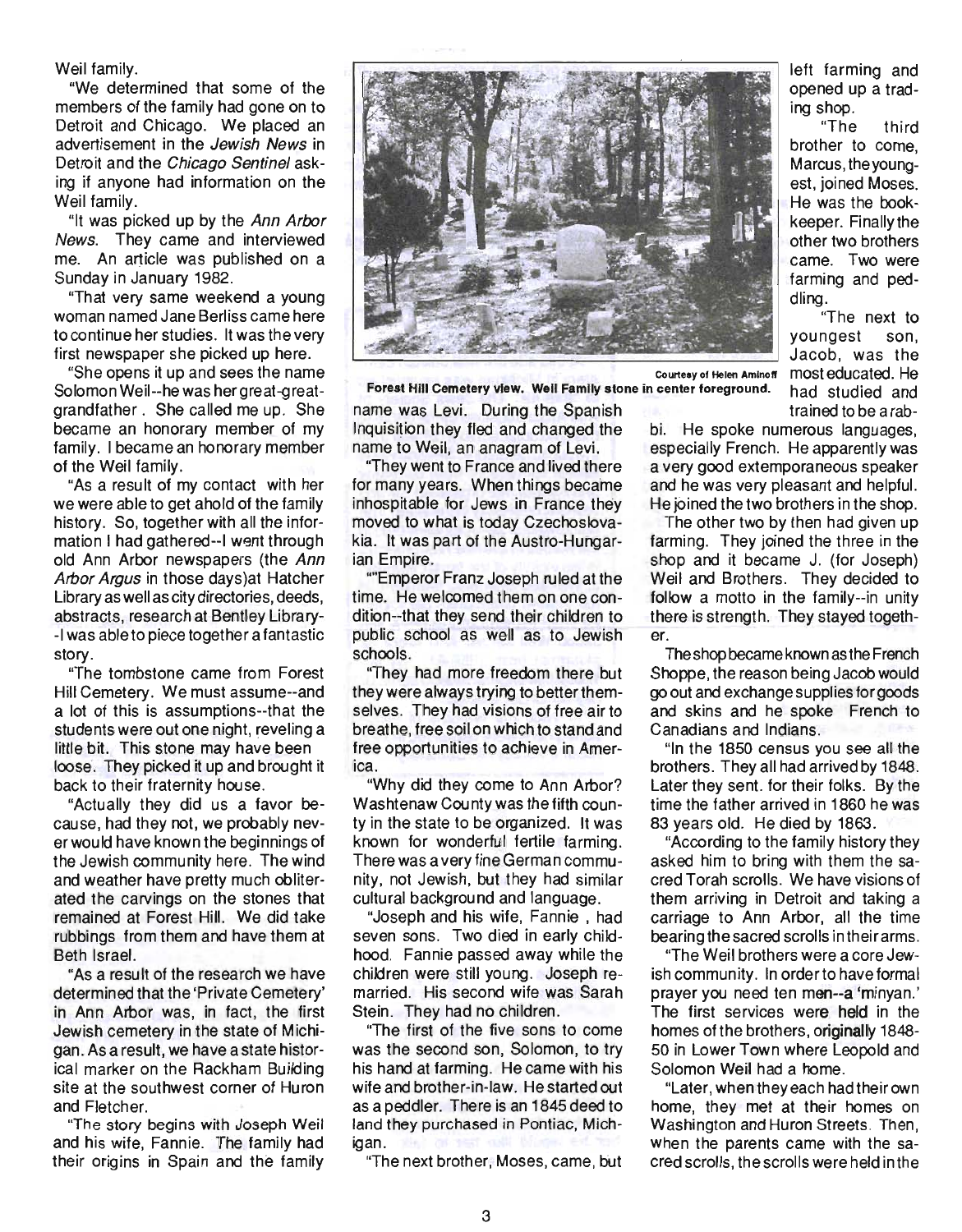Weil family.

"We determined that some of the members of the family had gone on to Detroit and Chicago. We placed an advertisement in the *Jewish News* in Detroit and the *Chicago Sentinel* asking if anyone had information on the Weil family.

"It was picked up by the *Ann Arbor News*. They came and interviewed me. An article was published on a Sunday in January 1982.

"That very same weekend a young woman named Jane Berliss came here to continue her studies. It was the very first newspaper she picked up here.

"She opens it up and sees the name Solomon Weil--he was her great-great-grandfather. She called me up. She became an honorary member of my family. I became an honorary member of the Weil family.

"As a result of my contact with her we were able to get ahold of the family history. So, together with all the information I had gathered--I went through old Ann Arbor newspapers (the *Ann Arbor Argus* in those days) at Hatcher Library as well as city directories, deeds, abstracts, research at Bentley Library--I was able to piece together a fantastic story.

"The tombstone came from Forest Hill Cemetery. We must assume--and a lot of this is assumptions--that the students were out one night, reveling a little bit. This stone may have been loose. They picked it up and brought it back to their fraternity house.

"Actually they did us a favor because, had they not, we probably never would have known the beginnings of the Jewish community here. The wind and weather have pretty much obliterated the carvings on the stones that remained at Forest Hill. We did take rubbings from them and have them at Beth Israel.

"As a result of the research we have determined that the 'Private Cemetery' in Ann Arbor was, in fact, the first Jewish cemetery in the state of Michigan. As a result, we have a state historical marker on the Rackham Building site at the southwest corner of Huron and Fletcher.

"The story begins with Joseph Weil and his wife, Fannie. The family had their origins in Spain and the family name was Levi. During the Spanish Inquisition they fled and changed the name to Weil, an anagram of Levi.

"They went to France and lived there for many years. When things became inhospitable for Jews in France they moved to what is today Czechoslovakia. It was part of the Austro-Hungarian Empire.

""Emperor Franz Joseph ruled at the time. He welcomed them on one condition--that they send their children to public school as well as to Jewish schools.

"They had more freedom there but they were always trying to better themselves. They had visions of free air to breathe, free soil on which to stand and free opportunities to achieve in America.

"Why did they come to Ann Arbor? Washtenaw County was the fifth county in the state to be organized. It was known for wonderful fertile farming. There was a very fine German community, not Jewish, but they had similar cultural background and language.

"Joseph and his wife, Fannie, had seven sons. Two died in early childhood. Fannie passed away while the children were still young. Joseph remarried. His second wife was Sarah Stein. They had no children.

"The first of the five sons to come was the second son, Solomon, to try his hand at farming. He came with his wife and brother-in-law. He started out as a peddler. There is an 1845 deed to land they purchased in Pontiac, Michigan.

"The next brother, Moses, came, but left farming and opened up a trading shop.

"The third brother to come, Marcus, the youngest, joined Moses. He was the bookkeeper. Finally the other two brothers came. Two were farming and peddling.

"The next to youngest son, Jacob, was the most educated. He had studied and trained to be a rabbi. He spoke numerous languages, especially French. He apparently was a very good extemporaneous speaker and he was very pleasant and helpful. He joined the two brothers in the shop.

The other two by then had given up farming. They joined the three in the shop and it became J. (for Joseph) Weil and Brothers. They decided to follow a motto in the family--in unity there is strength. They stayed together.

The shop became known as the French Shoppe, the reason being Jacob would go out and exchange supplies for goods and skins and he spoke French to Canadians and Indians.

"In the 1850 census you see all the brothers. They all had arrived by 1848. Later they sent for their folks. By the time the father arrived in 1860 he was 83 years old. He died by 1863.

"According to the family history they asked him to bring with them the sacred Torah scrolls. We have visions of them arriving in Detroit and taking a carriage to Ann Arbor, all the time bearing the sacred scrolls in their arms.

"The Weil brothers were a core Jewish community. In order to have formal prayer you need ten men--a 'minyan.' The first services were held in the homes of the brothers, originally 1848-50 in Lower Town where Leopold and Solomon Weil had a home.

"Later, when they each had their own home, they met at their homes on Washington and Huron Streets. Then, when the parents came with the sacred scrolls, the scrolls were held in the

Courtesy of Helen Aminoff

**Forest Hill Cemetery view. Weil Family stone in center foreground.**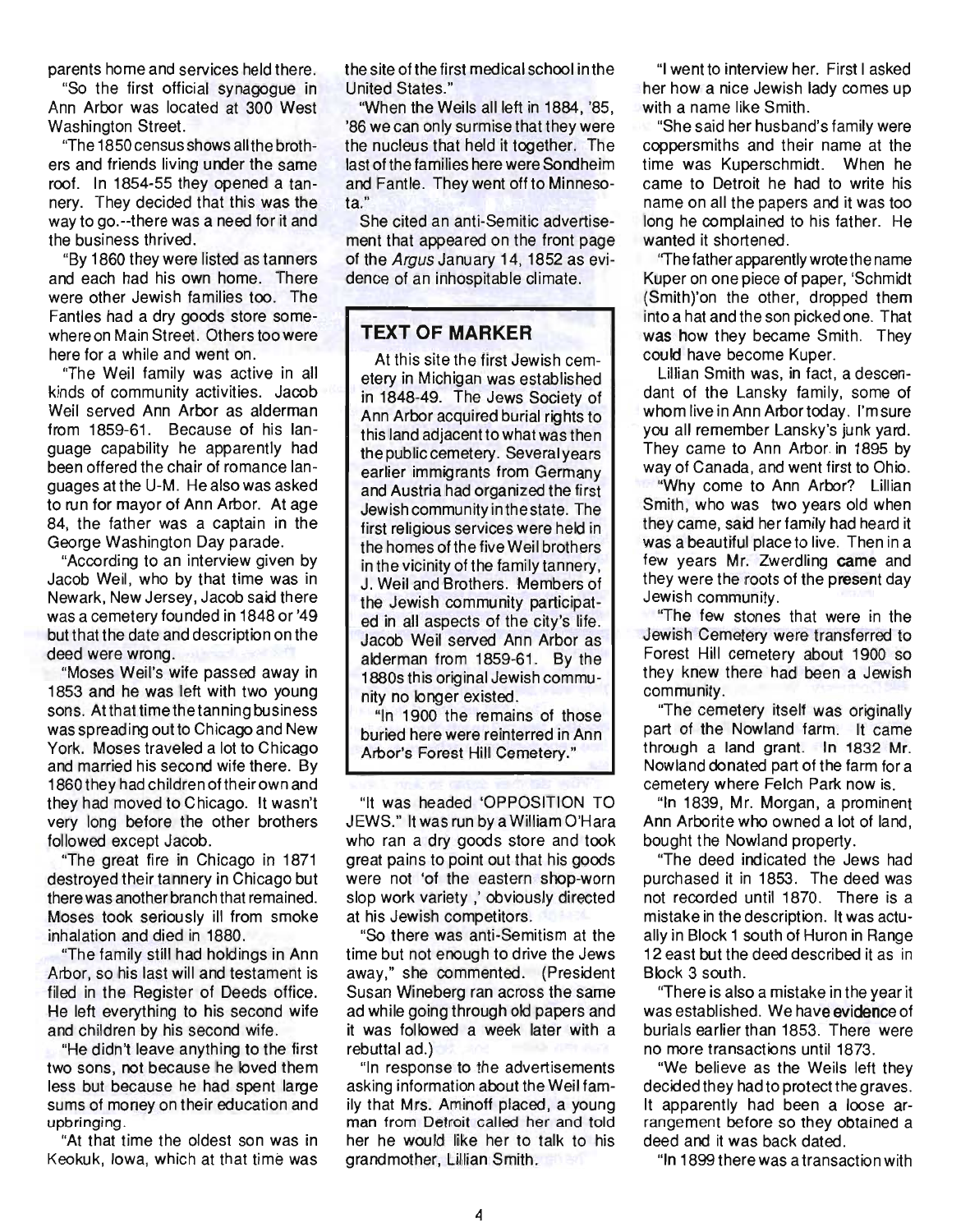parents home and services held there.

"So the first official synagogue in Ann Arbor was located at 300 West Washington Street.

"The 1850 census shows all the brothers and friends living under the same roof. In 1854-55 they opened a tannery. They decided that this was the way to go.--there was a need for it and the business thrived.

"By 1860 they were listed as tanners and each had his own home. There were other Jewish families too. The Fantles had a dry goods store somewhere on Main Street. Others too were here for a while and went on.

"The Weil family was active in all kinds of community activities. Jacob Weil served Ann Arbor as alderman from 1859-61. Because of his language capability he apparently had been offered the chair of romance languages at the U-M. He also was asked to run for mayor of Ann Arbor. At age 84, the father was a captain in the George Washington Day parade.

"According to an interview given by Jacob Weil, who by that time was in Newark, New Jersey, Jacob said there was a cemetery founded in 1848 or '49 but that the date and description on the deed were wrong.

"Moses Weil's wife passed away in 1853 and he was left with two young sons. At that time the tanning business was spreading out to Chicago and New York. Moses traveled a lot to Chicago and married his second wife there. By 1860 they had children of their own and they had moved to Chicago. It wasn't very long before the other brothers followed except Jacob.

"The great fire in Chicago in 1871 destroyed their tannery in Chicago but there was another branch that remained. Moses took seriously ill from smoke inhalation and died in 1880.

"The family still had holdings in Ann Arbor, so his last will and testament is filed in the Register of Deeds office. He left everything to his second wife and children by his second wife.

"He didn't leave anything to the first two sons, not because he loved them less but because he had spent large sums of money on their education and upbringing.

"At that time the oldest son was in Keokuk, Iowa, which at that time was the site of the first medical school in the United States."

"When the Weils all left in 1884, '85, '86 we can only surmise that they were the nucleus that held it together. The last of the families here were Sondheim and Fantle. They went off to Minnesota."

She cited an anti-Semitic advertisement that appeared on the front page of the *Argus* January 14, 1852 as evidence of an inhospitable climate.

## TEXT OF MARKER

At this site the first Jewish cemetery in Michigan was established in 1848-49. The Jews Society of Ann Arbor acquired burial rights to this land adjacent to what was then the public cemetery. Several years earlier immigrants from Germany and Austria had organized the first Jewish community in the state. The first religious services were held in the homes of the five Weil brothers in the vicinity of the family tannery, J. Weil and Brothers. Members of the Jewish community participated in all aspects of the city's life. Jacob Weil served Ann Arbor as alderman from 1859-61. By the 1880s this original Jewish community no longer existed.

"In 1900 the remains of those buried here were reinterred in Ann Arbor's Forest Hill Cemetery."

"It was headed 'OPPOSITION TO JEWS." It was run by a William O'Hara who ran a dry goods store and took great pains to point out that his goods were not 'of the eastern shop-worn slop work variety ,' obviously directed at his Jewish competitors.

"So there was anti-Semitism at the time but not enough to drive the Jews away," she commented. (President Susan Wineberg ran across the same ad while going through old papers and it was followed a week later with a rebuttal ad.)

"In response to the advertisements asking information about the Weil family that Mrs. Aminoff placed, a young man from Detroit called her and told her he would like her to talk to his grandmother, Lillian Smith.

"I went to interview her. First I asked her how a nice Jewish lady comes up with a name like Smith.

"She said her husband's family were coppersmiths and their name at the time was Kuperschmidt. When he came to Detroit he had to write his name on all the papers and it was too long he complained to his father. He wanted it shortened.

"The father apparently wrote the name Kuper on one piece of paper, 'Schmidt (Smith)'on the other, dropped them into a hat and the son picked one. That was how they became Smith. They could have become Kuper.

Lillian Smith was, in fact, a descendant of the Lansky family, some of whom live in Ann Arbor today. I'm sure you all remember Lansky's junk yard. They came to Ann Arbor in 1895 by way of Canada, and went first to Ohio.

"Why come to Ann Arbor? Lillian Smith, who was two years old when they came, said her family had heard it was a beautiful place to live. Then in a few years Mr. Zwerdling came and they were the roots of the present day Jewish community.

"The few stones that were in the Jewish Cemetery were transferred to Forest Hill cemetery about 1900 so they knew there had been a Jewish community.

"The cemetery itself was originally part of the Nowland farm. It came through a land grant. In 1832 Mr. Nowland donated part of the farm for a cemetery where Felch Park now is.

"In 1839, Mr. Morgan, a prominent Ann Arborite who owned a lot of land, bought the Nowland property.

"The deed indicated the Jews had purchased it in 1853. The deed was not recorded until 1870. There is a mistake in the description. It was actually in Block 1 south of Huron in Range 12 east but the deed described it as in Block 3 south.

"There is also a mistake in the year it was established. We have evidence of burials earlier than 1853. There were no more transactions until 1873.

"We believe as the Weils left they decided they had to protect the graves. It apparently had been a loose arrangement before so they obtained a deed and it was back dated.

"In 1899 there was a transaction with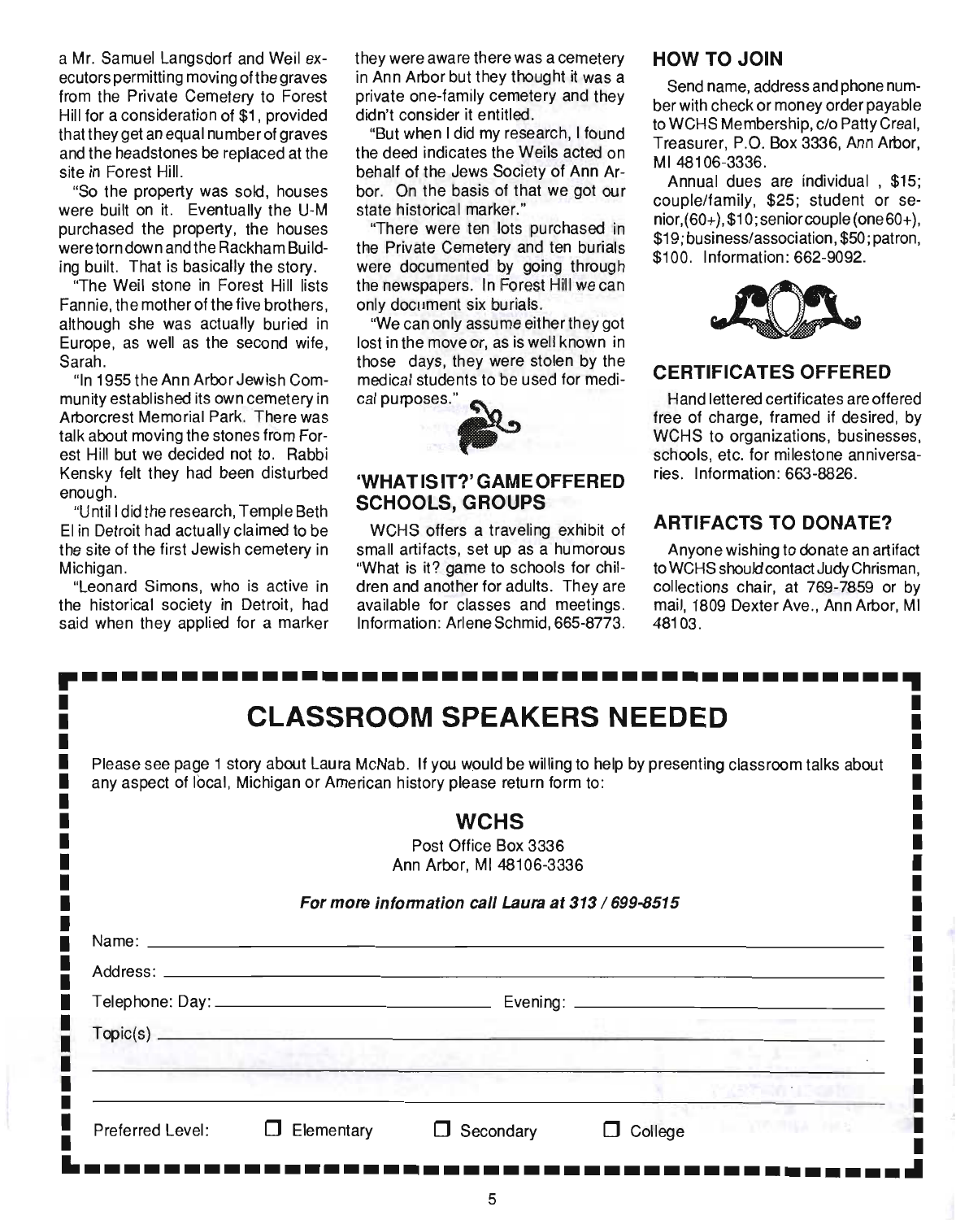a Mr. Samuel Langsdorf and Weil executors permitting moving of the graves from the Private Cemetery to Forest Hill for a consideration of $1, provided that they get an equal number of graves and the headstones be replaced at the site in Forest Hill.

"So the property was sold, houses were built on it. Eventually the U-M purchased the property, the houses were torn down and the Rackham Building built. That is basically the story.

"The Weil stone in Forest Hill lists Fannie, the mother of the five brothers, although she was actually buried in Europe, as well as the second wife, Sarah.

"In 1955 the Ann Arbor Jewish Community established its own cemetery in Arborcrest Memorial Park. There was talk about moving the stones from Forest Hill but we decided not to. Rabbi Kensky felt they had been disturbed enough.

"Until I did the research, Temple Beth El in Detroit had actually claimed to be the site of the first Jewish cemetery in Michigan.

"Leonard Simons, who is active in the historical society in Detroit, had said when they applied for a marker they were aware there was a cemetery in Ann Arbor but they thought it was a private one-family cemetery and they didn't consider it entitled.

"But when I did my research, I found the deed indicates the Weils acted on behalf of the Jews Society of Ann Arbor. On the basis of that we got our state historical marker."

"There were ten lots purchased in the Private Cemetery and ten burials were documented by going through the newspapers. In Forest Hill we can only document six burials.

"We can only assume either they got lost in the move or, as is well known in those days, they were stolen by the medical students to be used for medical purposes."

## 'WHAT IS IT?' GAME OFFERED SCHOOLS, GROUPS

WCHS offers a traveling exhibit of small artifacts, set up as a humorous "What is it? game to schools for children and another for adults. They are available for classes and meetings. Information: Arlene Schmid, 665-8773.

## HOW TO JOIN

Send name, address and phone number with check or money order payable to WCHS Membership, c/o Patty Creal, Treasurer, P.O. Box 3336, Ann Arbor, MI 48106-3336.

Annual dues are individual , $15; couple/family, $25; student or senior,(60+), $10; senior couple (one 60+), $19; business/association, $50; patron, $100. Information: 662-9092.

## CERTIFICATES OFFERED

Hand lettered certificates are offered free of charge, framed if desired, by WCHS to organizations, businesses, schools, etc. for milestone anniversaries. Information: 663-8826.

## ARTIFACTS TO DONATE?

Anyone wishing to donate an artifact to WCHS should contact Judy Chrisman, collections chair, at 769-7859 or by mail, 1809 Dexter Ave., Ann Arbor, MI 48103.

# CLASSROOM SPEAKERS NEEDED

Please see page 1 story about Laura McNab. If you would be willing to help by presenting classroom talks about any aspect of local, Michigan or American history please return form to:

**WCHS**
Post Office Box 3336
Ann Arbor, MI 48106-3336

***For more information call Laura at 313 / 699-8515***

Name: ______________________________

Address: ______________________________

Telephone: Day: ______________ Evening: ______________

Topic(s) ______________________________

______________________________

______________________________

Preferred Level: ☐ Elementary ☐ Secondary ☐ College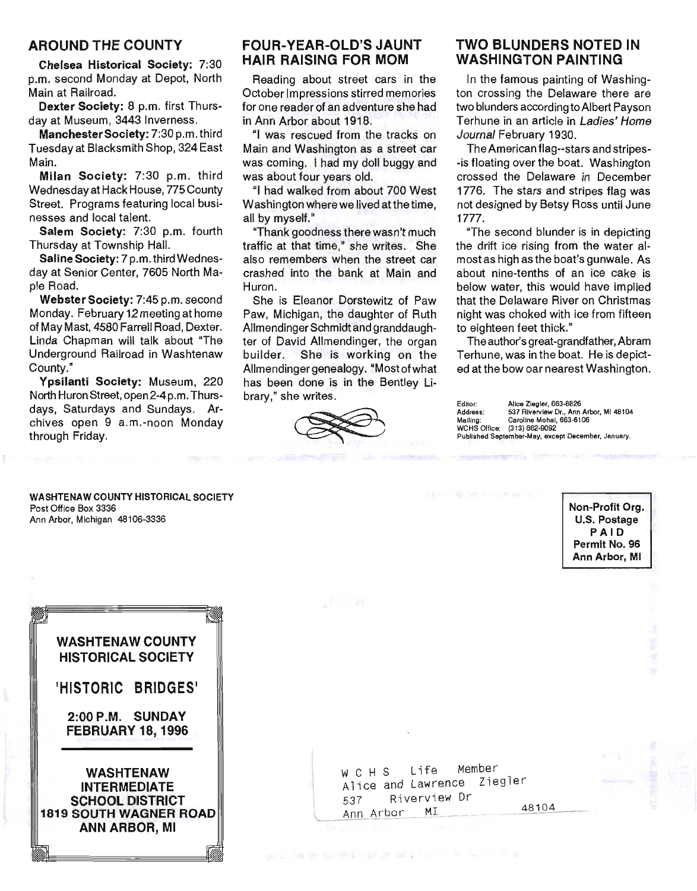## AROUND THE COUNTY

**Chelsea Historical Society:** 7:30 p.m. second Monday at Depot, North Main at Railroad.

**Dexter Society:** 8 p.m. first Thursday at Museum, 3443 Inverness.

**Manchester Society:** 7:30 p.m. third Tuesday at Blacksmith Shop, 324 East Main.

**Milan Society:** 7:30 p.m. third Wednesday at Hack House, 775 County Street. Programs featuring local businesses and local talent.

**Salem Society:** 7:30 p.m. fourth Thursday at Township Hall.

**Saline Society:** 7 p.m. third Wednesday at Senior Center, 7605 North Maple Road.

**Webster Society:** 7:45 p.m. second Monday. February 12 meeting at home of May Mast, 4580 Farrell Road, Dexter. Linda Chapman will talk about "The Underground Railroad in Washtenaw County."

**Ypsilanti Society:** Museum, 220 North Huron Street, open 2-4 p.m. Thursdays, Saturdays and Sundays. Archives open 9 a.m.-noon Monday through Friday.

## FOUR-YEAR-OLD'S JAUNT HAIR RAISING FOR MOM

Reading about street cars in the October Impressions stirred memories for one reader of an adventure she had in Ann Arbor about 1918.

"I was rescued from the tracks on Main and Washington as a street car was coming. I had my doll buggy and was about four years old.

"I had walked from about 700 West Washington where we lived at the time, all by myself."

"Thank goodness there wasn't much traffic at that time," she writes. She also remembers when the street car crashed into the bank at Main and Huron.

She is Eleanor Dorstewitz of Paw Paw, Michigan, the daughter of Ruth Allmendinger Schmidt and granddaughter of David Allmendinger, the organ builder. She is working on the Allmendinger genealogy. "Most of what has been done is in the Bentley Library," she writes.

## TWO BLUNDERS NOTED IN WASHINGTON PAINTING

In the famous painting of Washington crossing the Delaware there are two blunders according to Albert Payson Terhune in an article in *Ladies' Home Journal* February 1930.

The American flag--stars and stripes--is floating over the boat. Washington crossed the Delaware in December 1776. The stars and stripes flag was not designed by Betsy Ross until June 1777.

"The second blunder is in depicting the drift ice rising from the water almost as high as the boat's gunwale. As about nine-tenths of an ice cake is below water, this would have implied that the Delaware River on Christmas night was choked with ice from fifteen to eighteen feet thick."

The author's great-grandfather, Abram Terhune, was in the boat. He is depicted at the bow oar nearest Washington.

Editor: Alice Ziegler, 663-8826
Address: 537 Riverview Dr., Ann Arbor, MI 48104
Mailing: Caroline Mohai, 663-6106
WCHS Office: (313) 662-9092
Published September-May, except December, January.

**WASHTENAW COUNTY HISTORICAL SOCIETY**
Post Office Box 3336
Ann Arbor, Michigan 48106-3336

**Non-Profit Org.**
**U.S. Postage**
**PAID**
**Permit No. 96**
**Ann Arbor, MI**

**WASHTENAW COUNTY HISTORICAL SOCIETY**

**'HISTORIC BRIDGES'**

**2:00 P.M. SUNDAY FEBRUARY 18, 1996**

**WASHTENAW INTERMEDIATE SCHOOL DISTRICT**
**1819 SOUTH WAGNER ROAD**
**ANN ARBOR, MI**

W C H S Life Member
Alice and Lawrence Ziegler
537 Riverview Dr
Ann Arbor MI 48104